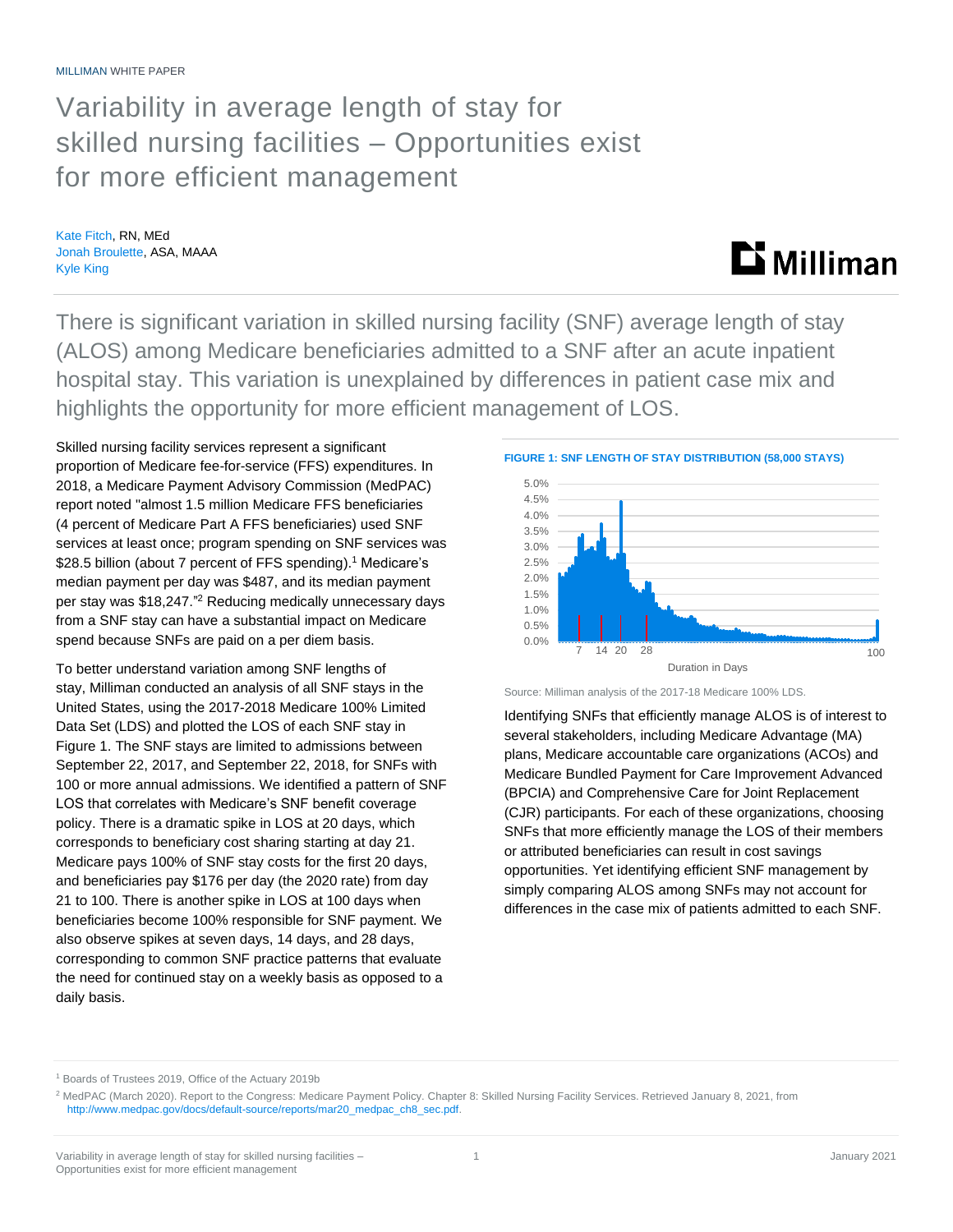MILLIMAN WHITE PAPER

# Variability in average length of stay for skilled nursing facilities – Opportunities exist for more efficient management

Kate Fitch, RN, MEd
Jonah Broulette, ASA, MAAA
Kyle King

There is significant variation in skilled nursing facility (SNF) average length of stay (ALOS) among Medicare beneficiaries admitted to a SNF after an acute inpatient hospital stay. This variation is unexplained by differences in patient case mix and highlights the opportunity for more efficient management of LOS.

Skilled nursing facility services represent a significant proportion of Medicare fee-for-service (FFS) expenditures. In 2018, a Medicare Payment Advisory Commission (MedPAC) report noted "almost 1.5 million Medicare FFS beneficiaries (4 percent of Medicare Part A FFS beneficiaries) used SNF services at least once; program spending on SNF services was $28.5 billion (about 7 percent of FFS spending).[1] Medicare's median payment per day was $487, and its median payment per stay was $18,247."[2] Reducing medically unnecessary days from a SNF stay can have a substantial impact on Medicare spend because SNFs are paid on a per diem basis.

To better understand variation among SNF lengths of stay, Milliman conducted an analysis of all SNF stays in the United States, using the 2017-2018 Medicare 100% Limited Data Set (LDS) and plotted the LOS of each SNF stay in Figure 1. The SNF stays are limited to admissions between September 22, 2017, and September 22, 2018, for SNFs with 100 or more annual admissions. We identified a pattern of SNF LOS that correlates with Medicare's SNF benefit coverage policy. There is a dramatic spike in LOS at 20 days, which corresponds to beneficiary cost sharing starting at day 21. Medicare pays 100% of SNF stay costs for the first 20 days, and beneficiaries pay $176 per day (the 2020 rate) from day 21 to 100. There is another spike in LOS at 100 days when beneficiaries become 100% responsible for SNF payment. We also observe spikes at seven days, 14 days, and 28 days, corresponding to common SNF practice patterns that evaluate the need for continued stay on a weekly basis as opposed to a daily basis.

**FIGURE 1: SNF LENGTH OF STAY DISTRIBUTION (58,000 STAYS)**

Source: Milliman analysis of the 2017-18 Medicare 100% LDS.

Identifying SNFs that efficiently manage ALOS is of interest to several stakeholders, including Medicare Advantage (MA) plans, Medicare accountable care organizations (ACOs) and Medicare Bundled Payment for Care Improvement Advanced (BPCIA) and Comprehensive Care for Joint Replacement (CJR) participants. For each of these organizations, choosing SNFs that more efficiently manage the LOS of their members or attributed beneficiaries can result in cost savings opportunities. Yet identifying efficient SNF management by simply comparing ALOS among SNFs may not account for differences in the case mix of patients admitted to each SNF.

[1] Boards of Trustees 2019, Office of the Actuary 2019b

[2] MedPAC (March 2020). Report to the Congress: Medicare Payment Policy. Chapter 8: Skilled Nursing Facility Services. Retrieved January 8, 2021, from http://www.medpac.gov/docs/default-source/reports/mar20_medpac_ch8_sec.pdf.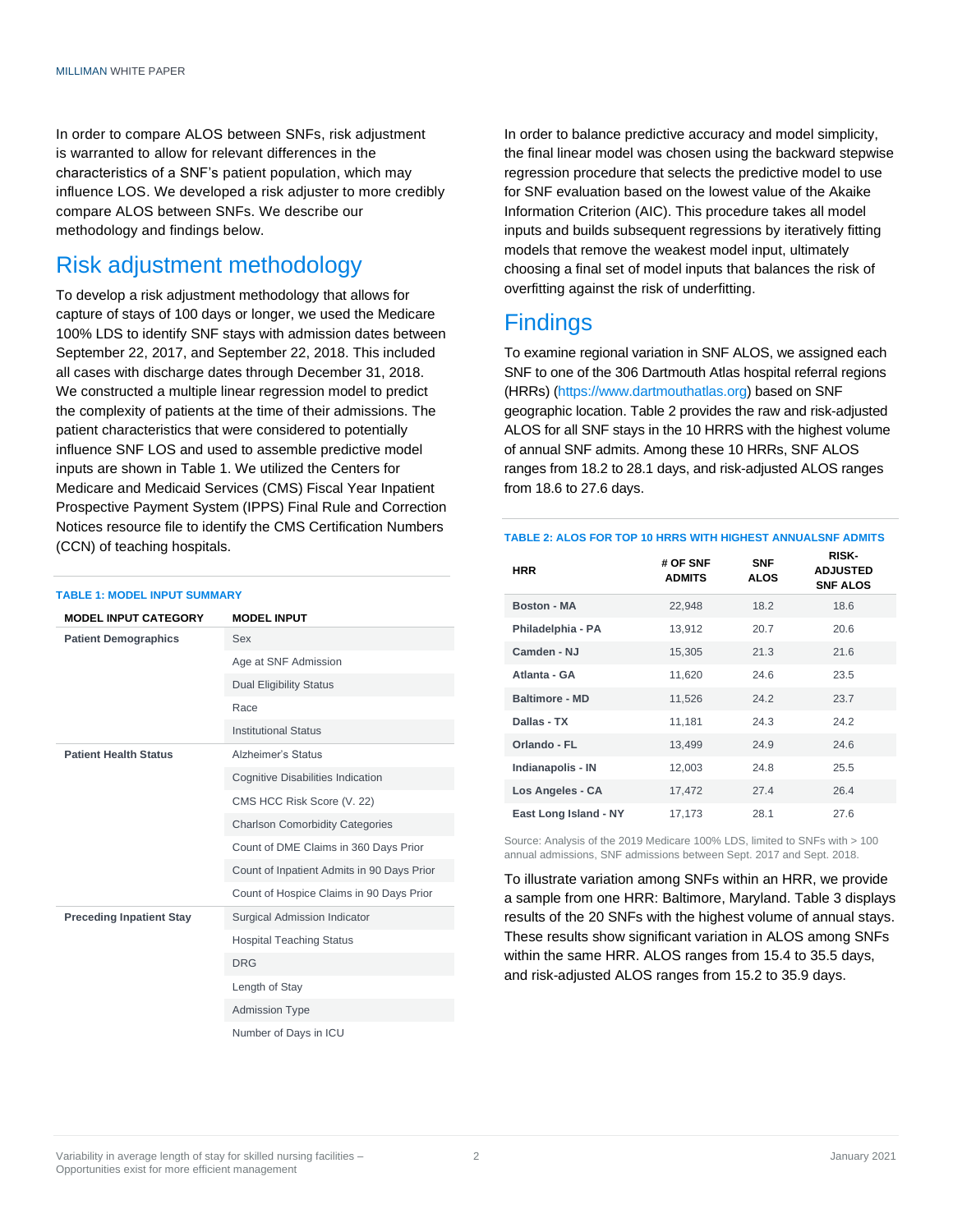In order to compare ALOS between SNFs, risk adjustment is warranted to allow for relevant differences in the characteristics of a SNF's patient population, which may influence LOS. We developed a risk adjuster to more credibly compare ALOS between SNFs. We describe our methodology and findings below.

## Risk adjustment methodology

To develop a risk adjustment methodology that allows for capture of stays of 100 days or longer, we used the Medicare 100% LDS to identify SNF stays with admission dates between September 22, 2017, and September 22, 2018. This included all cases with discharge dates through December 31, 2018. We constructed a multiple linear regression model to predict the complexity of patients at the time of their admissions. The patient characteristics that were considered to potentially influence SNF LOS and used to assemble predictive model inputs are shown in Table 1. We utilized the Centers for Medicare and Medicaid Services (CMS) Fiscal Year Inpatient Prospective Payment System (IPPS) Final Rule and Correction Notices resource file to identify the CMS Certification Numbers (CCN) of teaching hospitals.

**TABLE 1: MODEL INPUT SUMMARY**

| MODEL INPUT CATEGORY | MODEL INPUT |
|---|---|
| Patient Demographics | Sex |
| | Age at SNF Admission |
| | Dual Eligibility Status |
| | Race |
| | Institutional Status |
| Patient Health Status | Alzheimer's Status |
| | Cognitive Disabilities Indication |
| | CMS HCC Risk Score (V. 22) |
| | Charlson Comorbidity Categories |
| | Count of DME Claims in 360 Days Prior |
| | Count of Inpatient Admits in 90 Days Prior |
| | Count of Hospice Claims in 90 Days Prior |
| Preceding Inpatient Stay | Surgical Admission Indicator |
| | Hospital Teaching Status |
| | DRG |
| | Length of Stay |
| | Admission Type |
| | Number of Days in ICU |

In order to balance predictive accuracy and model simplicity, the final linear model was chosen using the backward stepwise regression procedure that selects the predictive model to use for SNF evaluation based on the lowest value of the Akaike Information Criterion (AIC). This procedure takes all model inputs and builds subsequent regressions by iteratively fitting models that remove the weakest model input, ultimately choosing a final set of model inputs that balances the risk of overfitting against the risk of underfitting.

## Findings

To examine regional variation in SNF ALOS, we assigned each SNF to one of the 306 Dartmouth Atlas hospital referral regions (HRRs) (https://www.dartmouthatlas.org) based on SNF geographic location. Table 2 provides the raw and risk-adjusted ALOS for all SNF stays in the 10 HRRS with the highest volume of annual SNF admits. Among these 10 HRRs, SNF ALOS ranges from 18.2 to 28.1 days, and risk-adjusted ALOS ranges from 18.6 to 27.6 days.

**TABLE 2: ALOS FOR TOP 10 HRRS WITH HIGHEST ANNUALSNF ADMITS**

| HRR | # OF SNF ADMITS | SNF ALOS | RISK-ADJUSTED SNF ALOS |
|---|---|---|---|
| Boston - MA | 22,948 | 18.2 | 18.6 |
| Philadelphia - PA | 13,912 | 20.7 | 20.6 |
| Camden - NJ | 15,305 | 21.3 | 21.6 |
| Atlanta - GA | 11,620 | 24.6 | 23.5 |
| Baltimore - MD | 11,526 | 24.2 | 23.7 |
| Dallas - TX | 11,181 | 24.3 | 24.2 |
| Orlando - FL | 13,499 | 24.9 | 24.6 |
| Indianapolis - IN | 12,003 | 24.8 | 25.5 |
| Los Angeles - CA | 17,472 | 27.4 | 26.4 |
| East Long Island - NY | 17,173 | 28.1 | 27.6 |

Source: Analysis of the 2019 Medicare 100% LDS, limited to SNFs with > 100 annual admissions, SNF admissions between Sept. 2017 and Sept. 2018.

To illustrate variation among SNFs within an HRR, we provide a sample from one HRR: Baltimore, Maryland. Table 3 displays results of the 20 SNFs with the highest volume of annual stays. These results show significant variation in ALOS among SNFs within the same HRR. ALOS ranges from 15.4 to 35.5 days, and risk-adjusted ALOS ranges from 15.2 to 35.9 days.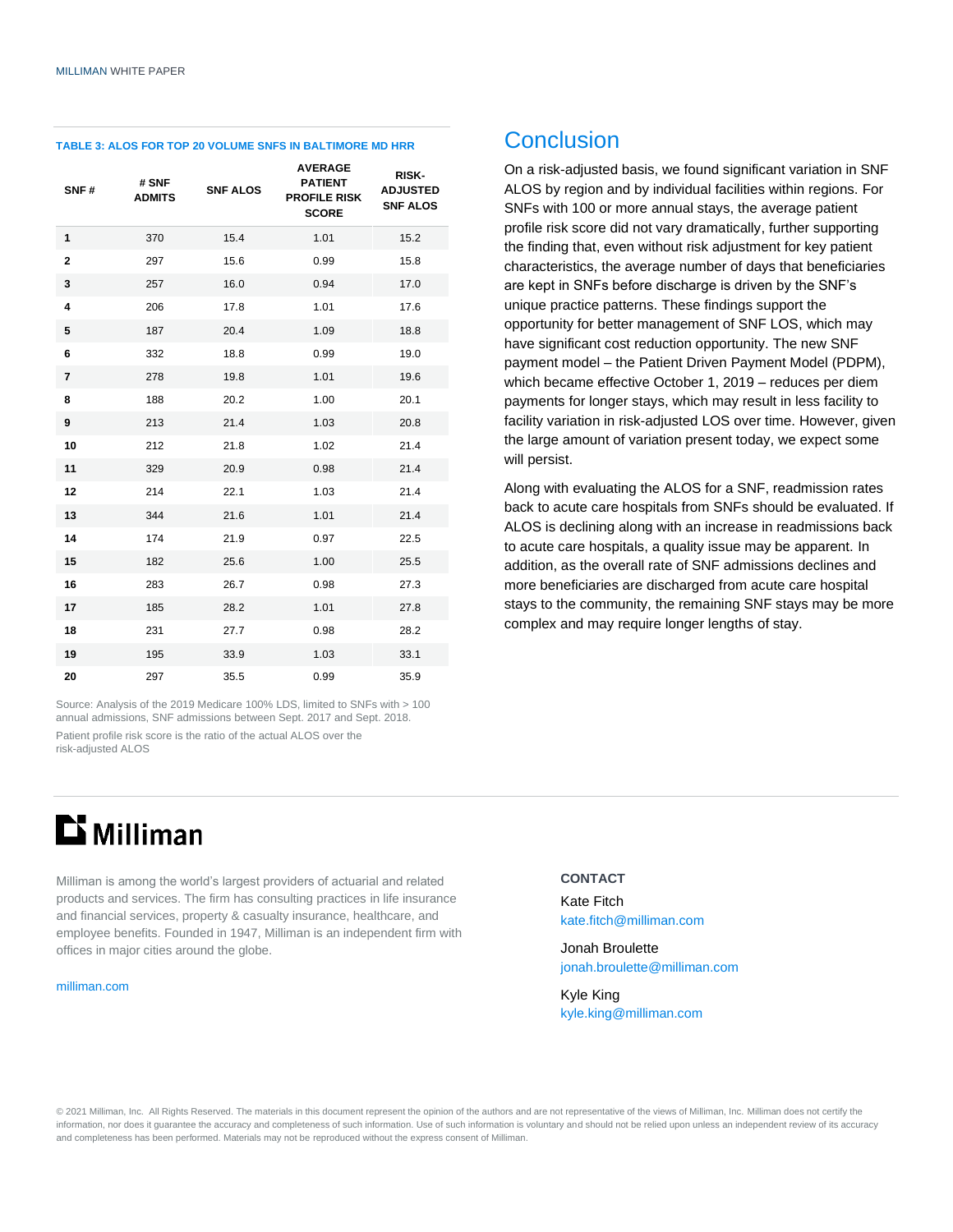**TABLE 3: ALOS FOR TOP 20 VOLUME SNFS IN BALTIMORE MD HRR**

| SNF # | # SNF ADMITS | SNF ALOS | AVERAGE PATIENT PROFILE RISK SCORE | RISK-ADJUSTED SNF ALOS |
|---|---|---|---|---|
| 1 | 370 | 15.4 | 1.01 | 15.2 |
| 2 | 297 | 15.6 | 0.99 | 15.8 |
| 3 | 257 | 16.0 | 0.94 | 17.0 |
| 4 | 206 | 17.8 | 1.01 | 17.6 |
| 5 | 187 | 20.4 | 1.09 | 18.8 |
| 6 | 332 | 18.8 | 0.99 | 19.0 |
| 7 | 278 | 19.8 | 1.01 | 19.6 |
| 8 | 188 | 20.2 | 1.00 | 20.1 |
| 9 | 213 | 21.4 | 1.03 | 20.8 |
| 10 | 212 | 21.8 | 1.02 | 21.4 |
| 11 | 329 | 20.9 | 0.98 | 21.4 |
| 12 | 214 | 22.1 | 1.03 | 21.4 |
| 13 | 344 | 21.6 | 1.01 | 21.4 |
| 14 | 174 | 21.9 | 0.97 | 22.5 |
| 15 | 182 | 25.6 | 1.00 | 25.5 |
| 16 | 283 | 26.7 | 0.98 | 27.3 |
| 17 | 185 | 28.2 | 1.01 | 27.8 |
| 18 | 231 | 27.7 | 0.98 | 28.2 |
| 19 | 195 | 33.9 | 1.03 | 33.1 |
| 20 | 297 | 35.5 | 0.99 | 35.9 |

Source: Analysis of the 2019 Medicare 100% LDS, limited to SNFs with > 100 annual admissions, SNF admissions between Sept. 2017 and Sept. 2018.

Patient profile risk score is the ratio of the actual ALOS over the risk-adjusted ALOS

## Conclusion

On a risk-adjusted basis, we found significant variation in SNF ALOS by region and by individual facilities within regions. For SNFs with 100 or more annual stays, the average patient profile risk score did not vary dramatically, further supporting the finding that, even without risk adjustment for key patient characteristics, the average number of days that beneficiaries are kept in SNFs before discharge is driven by the SNF's unique practice patterns. These findings support the opportunity for better management of SNF LOS, which may have significant cost reduction opportunity. The new SNF payment model – the Patient Driven Payment Model (PDPM), which became effective October 1, 2019 – reduces per diem payments for longer stays, which may result in less facility to facility variation in risk-adjusted LOS over time. However, given the large amount of variation present today, we expect some will persist.

Along with evaluating the ALOS for a SNF, readmission rates back to acute care hospitals from SNFs should be evaluated. If ALOS is declining along with an increase in readmissions back to acute care hospitals, a quality issue may be apparent. In addition, as the overall rate of SNF admissions declines and more beneficiaries are discharged from acute care hospital stays to the community, the remaining SNF stays may be more complex and may require longer lengths of stay.

Milliman

Milliman is among the world's largest providers of actuarial and related products and services. The firm has consulting practices in life insurance and financial services, property & casualty insurance, healthcare, and employee benefits. Founded in 1947, Milliman is an independent firm with offices in major cities around the globe.

milliman.com

**CONTACT**

Kate Fitch
kate.fitch@milliman.com

Jonah Broulette
jonah.broulette@milliman.com

Kyle King
kyle.king@milliman.com

© 2021 Milliman, Inc. All Rights Reserved. The materials in this document represent the opinion of the authors and are not representative of the views of Milliman, Inc. Milliman does not certify the information, nor does it guarantee the accuracy and completeness of such information. Use of such information is voluntary and should not be relied upon unless an independent review of its accuracy and completeness has been performed. Materials may not be reproduced without the express consent of Milliman.